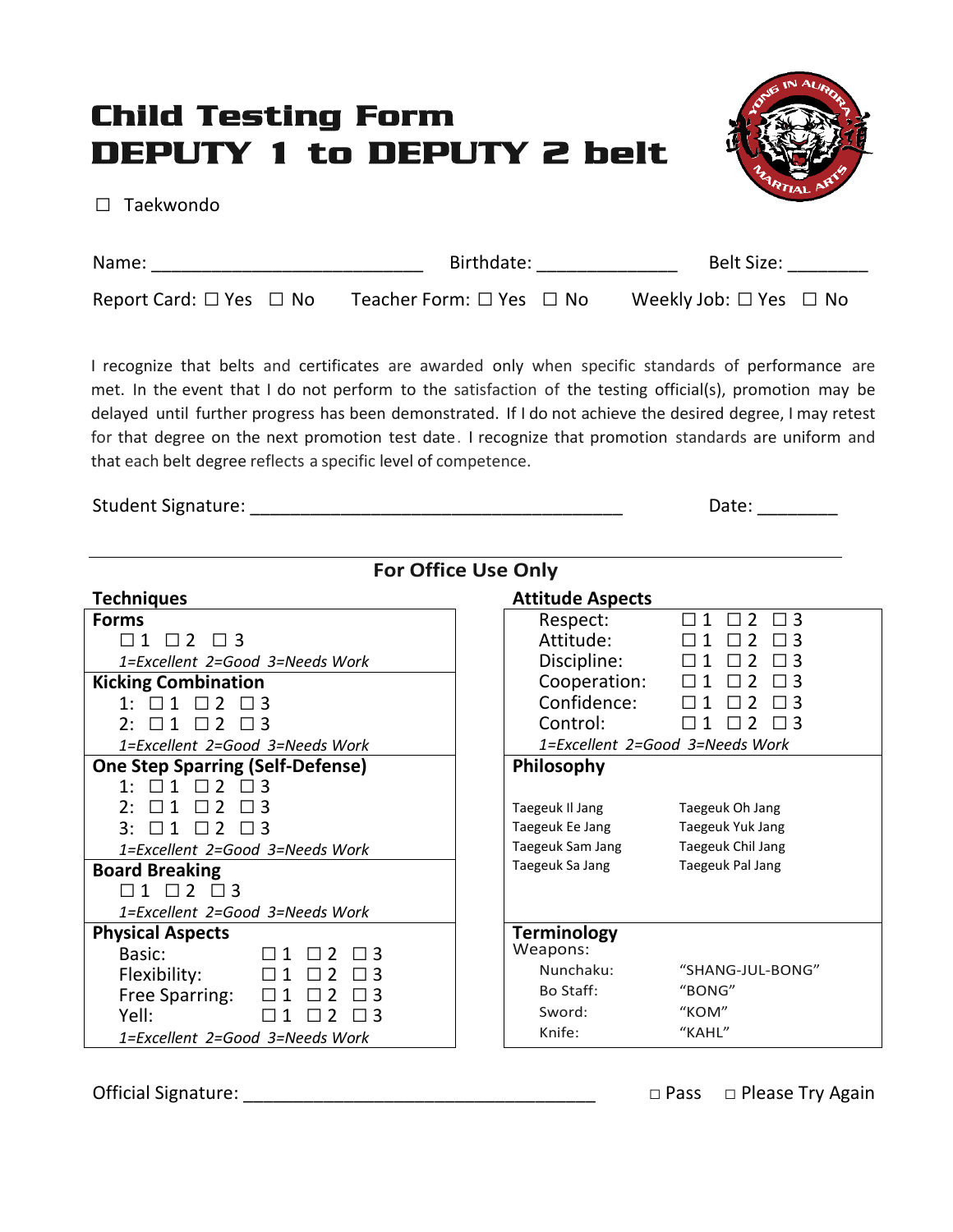# Child Testing Form
# DEPUTY 1 to DEPUTY 2 belt

☐ Taekwondo

Name: ___________________________ Birthdate: ______________ Belt Size: ________

Report Card: ☐ Yes ☐ No Teacher Form: ☐ Yes ☐ No Weekly Job: ☐ Yes ☐ No

I recognize that belts and certificates are awarded only when specific standards of performance are met. In the event that I do not perform to the satisfaction of the testing official(s), promotion may be delayed until further progress has been demonstrated. If I do not achieve the desired degree, I may retest for that degree on the next promotion test date. I recognize that promotion standards are uniform and that each belt degree reflects a specific level of competence.

Student Signature: _____________________________________ Date: ________

## For Office Use Only

### Techniques

**Forms**

☐ 1 ☐ 2 ☐ 3

*1=Excellent 2=Good 3=Needs Work*

**Kicking Combination**

1: ☐ 1 ☐ 2 ☐ 3
2: ☐ 1 ☐ 2 ☐ 3

*1=Excellent 2=Good 3=Needs Work*

**One Step Sparring (Self-Defense)**

1: ☐ 1 ☐ 2 ☐ 3
2: ☐ 1 ☐ 2 ☐ 3
3: ☐ 1 ☐ 2 ☐ 3

*1=Excellent 2=Good 3=Needs Work*

**Board Breaking**

☐ 1 ☐ 2 ☐ 3

*1=Excellent 2=Good 3=Needs Work*

**Physical Aspects**

| | | | |
|---|---|---|---|
| Basic: | ☐ 1 | ☐ 2 | ☐ 3 |
| Flexibility: | ☐ 1 | ☐ 2 | ☐ 3 |
| Free Sparring: | ☐ 1 | ☐ 2 | ☐ 3 |
| Yell: | ☐ 1 | ☐ 2 | ☐ 3 |

*1=Excellent 2=Good 3=Needs Work*

### Attitude Aspects

| | | | |
|---|---|---|---|
| Respect: | ☐ 1 | ☐ 2 | ☐ 3 |
| Attitude: | ☐ 1 | ☐ 2 | ☐ 3 |
| Discipline: | ☐ 1 | ☐ 2 | ☐ 3 |
| Cooperation: | ☐ 1 | ☐ 2 | ☐ 3 |
| Confidence: | ☐ 1 | ☐ 2 | ☐ 3 |
| Control: | ☐ 1 | ☐ 2 | ☐ 3 |

*1=Excellent 2=Good 3=Needs Work*

**Philosophy**

| | |
|---|---|
| Taegeuk Il Jang | Taegeuk Oh Jang |
| Taegeuk Ee Jang | Taegeuk Yuk Jang |
| Taegeuk Sam Jang | Taegeuk Chil Jang |
| Taegeuk Sa Jang | Taegeuk Pal Jang |

**Terminology**

Weapons:

| | |
|---|---|
| Nunchaku: | "SHANG-JUL-BONG" |
| Bo Staff: | "BONG" |
| Sword: | "KOM" |
| Knife: | "KAHL" |

Official Signature: __________________________________ □ Pass □ Please Try Again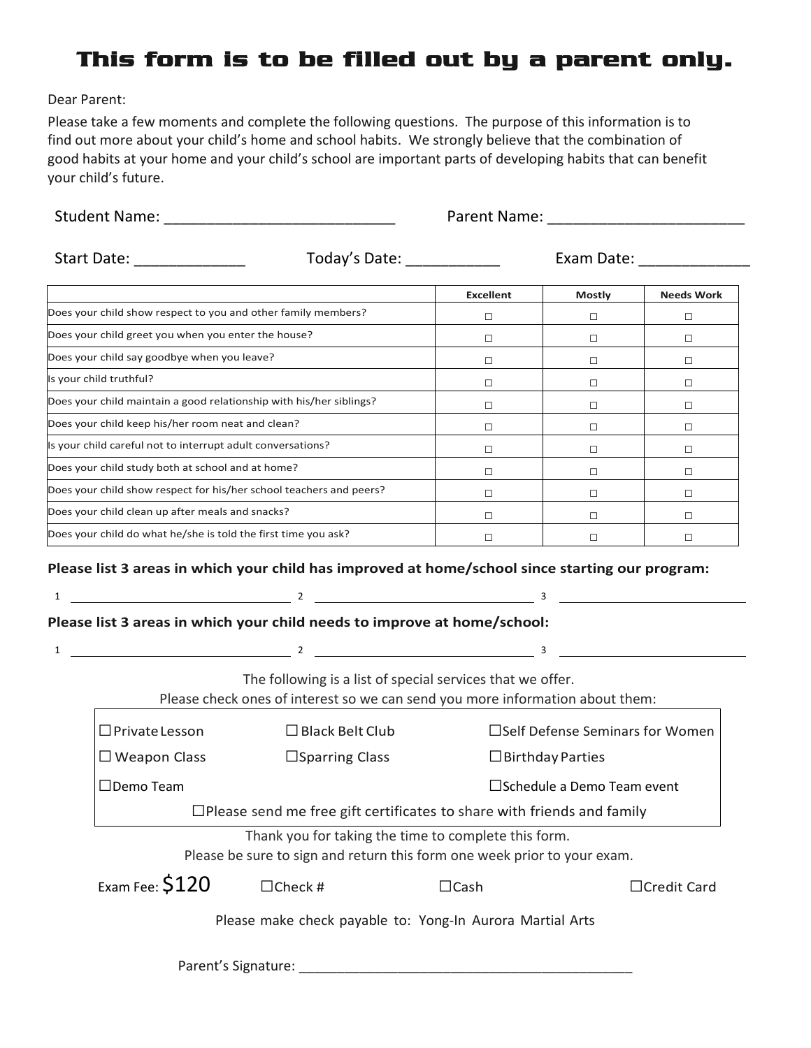# This form is to be filled out by a parent only.

Dear Parent:

Please take a few moments and complete the following questions. The purpose of this information is to find out more about your child's home and school habits. We strongly believe that the combination of good habits at your home and your child's school are important parts of developing habits that can benefit your child's future.

Student Name: ___________________________ Parent Name: _______________________

Start Date: _____________ Today's Date: ___________ Exam Date: _____________

| | Excellent | Mostly | Needs Work |
|---|---|---|---|
| Does your child show respect to you and other family members? | ☐ | ☐ | ☐ |
| Does your child greet you when you enter the house? | ☐ | ☐ | ☐ |
| Does your child say goodbye when you leave? | ☐ | ☐ | ☐ |
| Is your child truthful? | ☐ | ☐ | ☐ |
| Does your child maintain a good relationship with his/her siblings? | ☐ | ☐ | ☐ |
| Does your child keep his/her room neat and clean? | ☐ | ☐ | ☐ |
| Is your child careful not to interrupt adult conversations? | ☐ | ☐ | ☐ |
| Does your child study both at school and at home? | ☐ | ☐ | ☐ |
| Does your child show respect for his/her school teachers and peers? | ☐ | ☐ | ☐ |
| Does your child clean up after meals and snacks? | ☐ | ☐ | ☐ |
| Does your child do what he/she is told the first time you ask? | ☐ | ☐ | ☐ |

**Please list 3 areas in which your child has improved at home/school since starting our program:**

1 ______________________ 2 ______________________ 3 ______________________

**Please list 3 areas in which your child needs to improve at home/school:**

1 ______________________ 2 ______________________ 3 ______________________

The following is a list of special services that we offer.
Please check ones of interest so we can send you more information about them:

☐ Private Lesson ☐ Black Belt Club ☐ Self Defense Seminars for Women

☐ Weapon Class ☐ Sparring Class ☐ Birthday Parties

☐ Demo Team ☐ Schedule a Demo Team event

☐ Please send me free gift certificates to share with friends and family

Thank you for taking the time to complete this form.
Please be sure to sign and return this form one week prior to your exam.

Exam Fee: $120 ☐ Check # ☐ Cash ☐ Credit Card

Please make check payable to: Yong-In Aurora Martial Arts

Parent's Signature: ____________________________________________